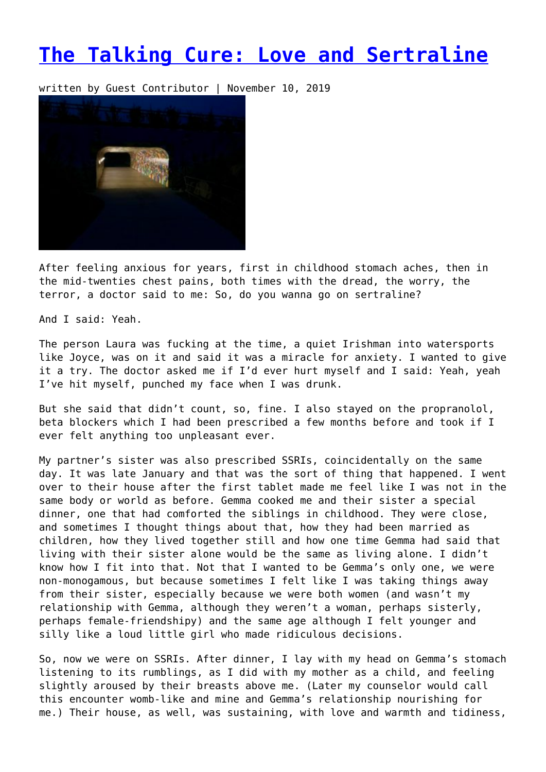# [The Talking Cure: Love and Sertraline]

written by Guest Contributor | November 10, 2019

After feeling anxious for years, first in childhood stomach aches, then in the mid-twenties chest pains, both times with the dread, the worry, the terror, a doctor said to me: So, do you wanna go on sertraline?

And I said: Yeah.

The person Laura was fucking at the time, a quiet Irishman into watersports like Joyce, was on it and said it was a miracle for anxiety. I wanted to give it a try. The doctor asked me if I'd ever hurt myself and I said: Yeah, yeah I've hit myself, punched my face when I was drunk.

But she said that didn't count, so, fine. I also stayed on the propranolol, beta blockers which I had been prescribed a few months before and took if I ever felt anything too unpleasant ever.

My partner's sister was also prescribed SSRIs, coincidentally on the same day. It was late January and that was the sort of thing that happened. I went over to their house after the first tablet made me feel like I was not in the same body or world as before. Gemma cooked me and their sister a special dinner, one that had comforted the siblings in childhood. They were close, and sometimes I thought things about that, how they had been married as children, how they lived together still and how one time Gemma had said that living with their sister alone would be the same as living alone. I didn't know how I fit into that. Not that I wanted to be Gemma's only one, we were non-monogamous, but because sometimes I felt like I was taking things away from their sister, especially because we were both women (and wasn't my relationship with Gemma, although they weren't a woman, perhaps sisterly, perhaps female-friendshipy) and the same age although I felt younger and silly like a loud little girl who made ridiculous decisions.

So, now we were on SSRIs. After dinner, I lay with my head on Gemma's stomach listening to its rumblings, as I did with my mother as a child, and feeling slightly aroused by their breasts above me. (Later my counselor would call this encounter womb-like and mine and Gemma's relationship nourishing for me.) Their house, as well, was sustaining, with love and warmth and tidiness,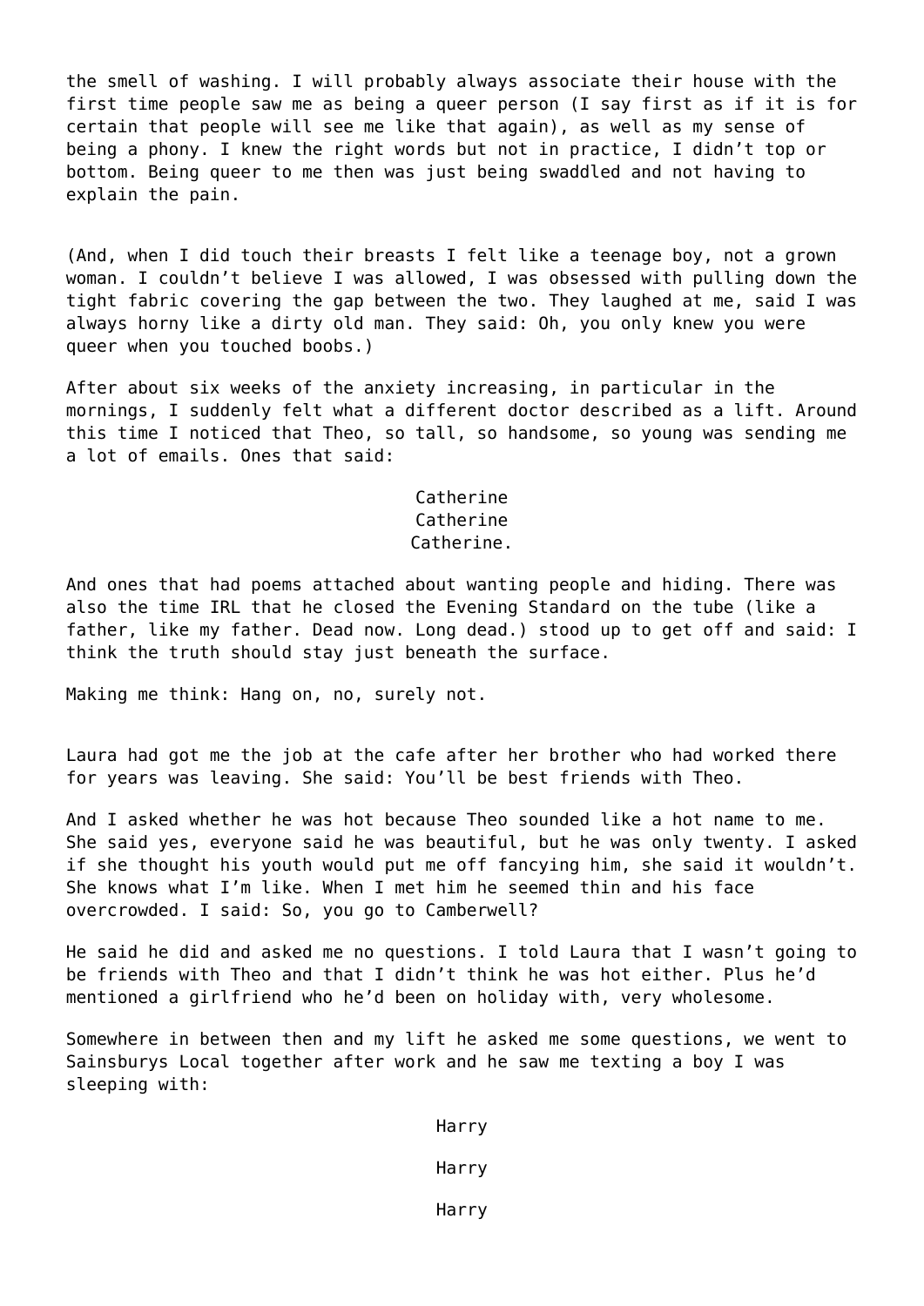the smell of washing. I will probably always associate their house with the first time people saw me as being a queer person (I say first as if it is for certain that people will see me like that again), as well as my sense of being a phony. I knew the right words but not in practice, I didn't top or bottom. Being queer to me then was just being swaddled and not having to explain the pain.

(And, when I did touch their breasts I felt like a teenage boy, not a grown woman. I couldn't believe I was allowed, I was obsessed with pulling down the tight fabric covering the gap between the two. They laughed at me, said I was always horny like a dirty old man. They said: Oh, you only knew you were queer when you touched boobs.)

After about six weeks of the anxiety increasing, in particular in the mornings, I suddenly felt what a different doctor described as a lift. Around this time I noticed that Theo, so tall, so handsome, so young was sending me a lot of emails. Ones that said:

Catherine
Catherine
Catherine.

And ones that had poems attached about wanting people and hiding. There was also the time IRL that he closed the Evening Standard on the tube (like a father, like my father. Dead now. Long dead.) stood up to get off and said: I think the truth should stay just beneath the surface.

Making me think: Hang on, no, surely not.

Laura had got me the job at the cafe after her brother who had worked there for years was leaving. She said: You'll be best friends with Theo.

And I asked whether he was hot because Theo sounded like a hot name to me. She said yes, everyone said he was beautiful, but he was only twenty. I asked if she thought his youth would put me off fancying him, she said it wouldn't. She knows what I'm like. When I met him he seemed thin and his face overcrowded. I said: So, you go to Camberwell?

He said he did and asked me no questions. I told Laura that I wasn't going to be friends with Theo and that I didn't think he was hot either. Plus he'd mentioned a girlfriend who he'd been on holiday with, very wholesome.

Somewhere in between then and my lift he asked me some questions, we went to Sainsburys Local together after work and he saw me texting a boy I was sleeping with:

Harry

Harry

Harry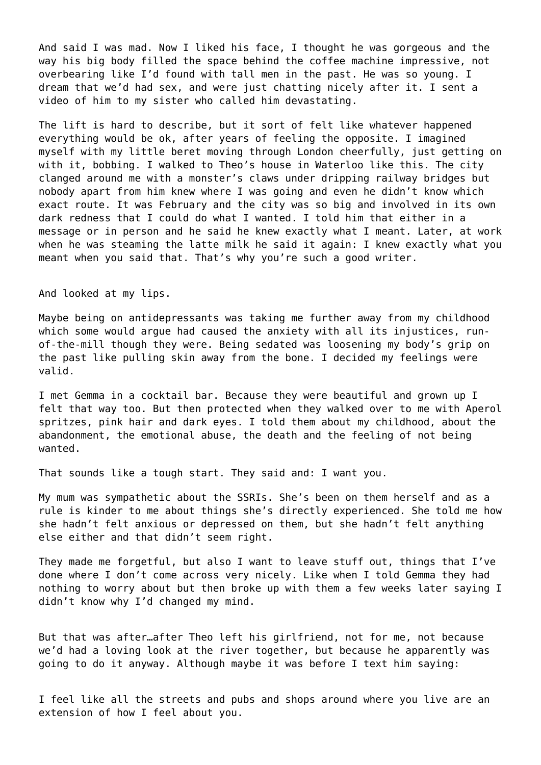And said I was mad. Now I liked his face, I thought he was gorgeous and the way his big body filled the space behind the coffee machine impressive, not overbearing like I'd found with tall men in the past. He was so young. I dream that we'd had sex, and were just chatting nicely after it. I sent a video of him to my sister who called him devastating.

The lift is hard to describe, but it sort of felt like whatever happened everything would be ok, after years of feeling the opposite. I imagined myself with my little beret moving through London cheerfully, just getting on with it, bobbing. I walked to Theo's house in Waterloo like this. The city clanged around me with a monster's claws under dripping railway bridges but nobody apart from him knew where I was going and even he didn't know which exact route. It was February and the city was so big and involved in its own dark redness that I could do what I wanted. I told him that either in a message or in person and he said he knew exactly what I meant. Later, at work when he was steaming the latte milk he said it again: I knew exactly what you meant when you said that. That's why you're such a good writer.

And looked at my lips.

Maybe being on antidepressants was taking me further away from my childhood which some would argue had caused the anxiety with all its injustices, run-of-the-mill though they were. Being sedated was loosening my body's grip on the past like pulling skin away from the bone. I decided my feelings were valid.

I met Gemma in a cocktail bar. Because they were beautiful and grown up I felt that way too. But then protected when they walked over to me with Aperol spritzes, pink hair and dark eyes. I told them about my childhood, about the abandonment, the emotional abuse, the death and the feeling of not being wanted.

That sounds like a tough start. They said and: I want you.

My mum was sympathetic about the SSRIs. She's been on them herself and as a rule is kinder to me about things she's directly experienced. She told me how she hadn't felt anxious or depressed on them, but she hadn't felt anything else either and that didn't seem right.

They made me forgetful, but also I want to leave stuff out, things that I've done where I don't come across very nicely. Like when I told Gemma they had nothing to worry about but then broke up with them a few weeks later saying I didn't know why I'd changed my mind.

But that was after…after Theo left his girlfriend, not for me, not because we'd had a loving look at the river together, but because he apparently was going to do it anyway. Although maybe it was before I text him saying:

I feel like all the streets and pubs and shops around where you live are an extension of how I feel about you.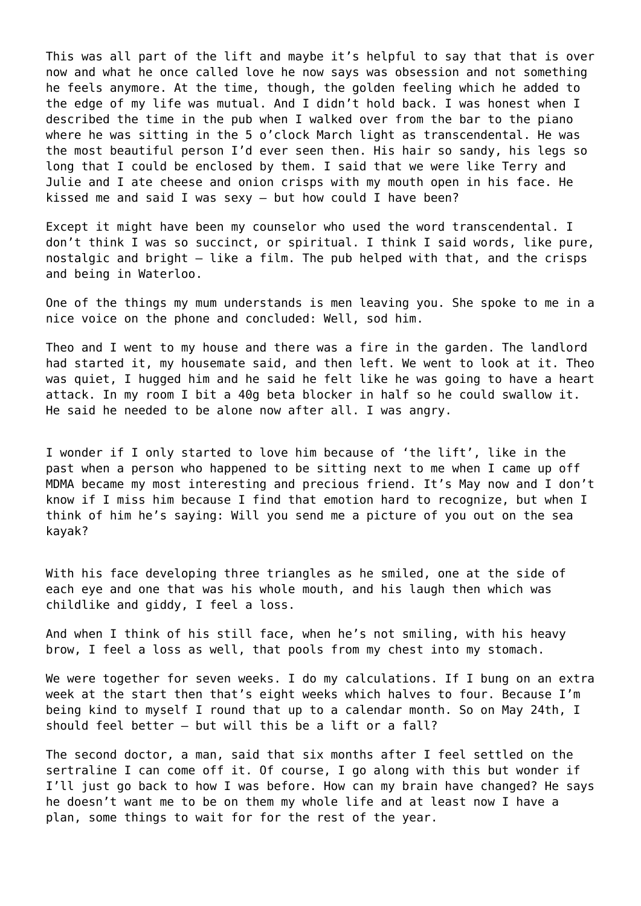This was all part of the lift and maybe it's helpful to say that that is over now and what he once called love he now says was obsession and not something he feels anymore. At the time, though, the golden feeling which he added to the edge of my life was mutual. And I didn't hold back. I was honest when I described the time in the pub when I walked over from the bar to the piano where he was sitting in the 5 o'clock March light as transcendental. He was the most beautiful person I'd ever seen then. His hair so sandy, his legs so long that I could be enclosed by them. I said that we were like Terry and Julie and I ate cheese and onion crisps with my mouth open in his face. He kissed me and said I was sexy – but how could I have been?

Except it might have been my counselor who used the word transcendental. I don't think I was so succinct, or spiritual. I think I said words, like pure, nostalgic and bright – like a film. The pub helped with that, and the crisps and being in Waterloo.

One of the things my mum understands is men leaving you. She spoke to me in a nice voice on the phone and concluded: Well, sod him.

Theo and I went to my house and there was a fire in the garden. The landlord had started it, my housemate said, and then left. We went to look at it. Theo was quiet, I hugged him and he said he felt like he was going to have a heart attack. In my room I bit a 40g beta blocker in half so he could swallow it. He said he needed to be alone now after all. I was angry.

I wonder if I only started to love him because of 'the lift', like in the past when a person who happened to be sitting next to me when I came up off MDMA became my most interesting and precious friend. It's May now and I don't know if I miss him because I find that emotion hard to recognize, but when I think of him he's saying: Will you send me a picture of you out on the sea kayak?

With his face developing three triangles as he smiled, one at the side of each eye and one that was his whole mouth, and his laugh then which was childlike and giddy, I feel a loss.

And when I think of his still face, when he's not smiling, with his heavy brow, I feel a loss as well, that pools from my chest into my stomach.

We were together for seven weeks. I do my calculations. If I bung on an extra week at the start then that's eight weeks which halves to four. Because I'm being kind to myself I round that up to a calendar month. So on May 24th, I should feel better – but will this be a lift or a fall?

The second doctor, a man, said that six months after I feel settled on the sertraline I can come off it. Of course, I go along with this but wonder if I'll just go back to how I was before. How can my brain have changed? He says he doesn't want me to be on them my whole life and at least now I have a plan, some things to wait for for the rest of the year.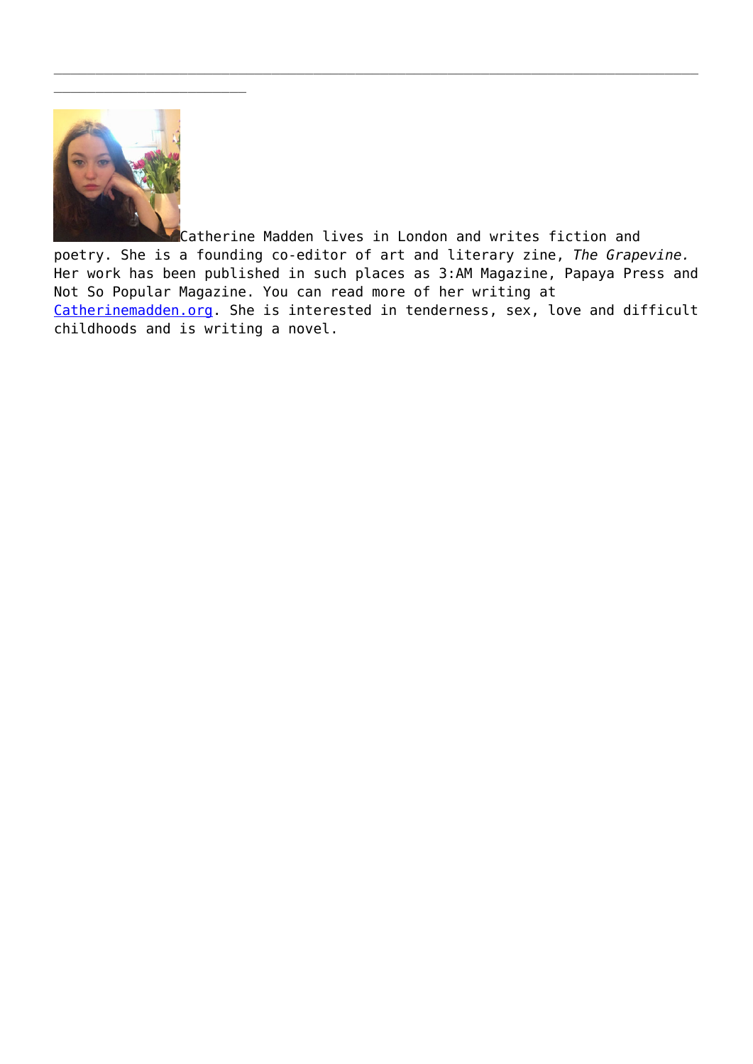---

Catherine Madden lives in London and writes fiction and poetry. She is a founding co-editor of art and literary zine, *The Grapevine.* Her work has been published in such places as 3:AM Magazine, Papaya Press and Not So Popular Magazine. You can read more of her writing at [Catherinemadden.org](Catherinemadden.org). She is interested in tenderness, sex, love and difficult childhoods and is writing a novel.